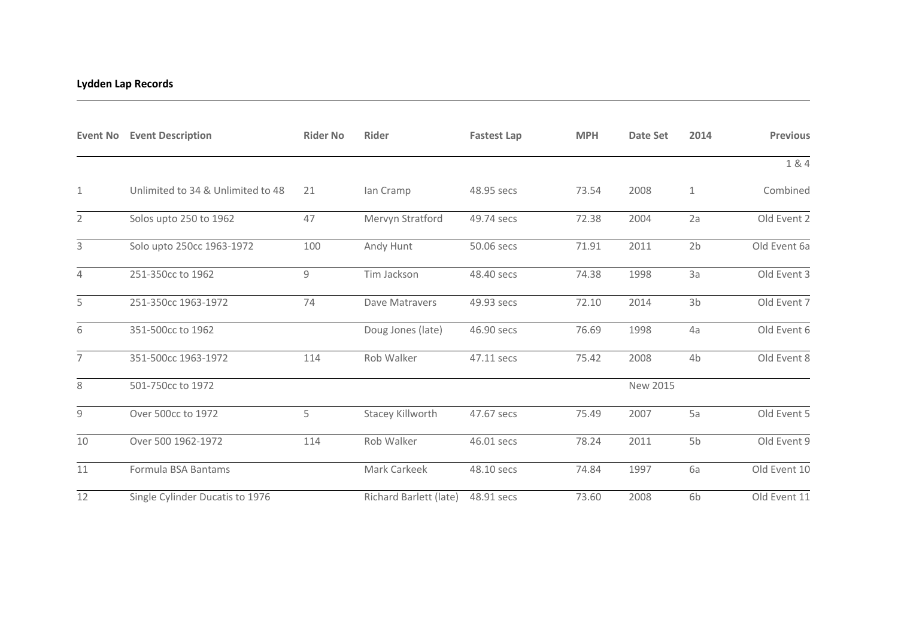**Lydden Lap Records**

| Event No | Event Description | Rider No | Rider | Fastest Lap | MPH | Date Set | 2014 | Previous |
|---|---|---|---|---|---|---|---|---|
| 1 | Unlimited to 34 & Unlimited to 48 | 21 | Ian Cramp | 48.95 secs | 73.54 | 2008 | 1 | 1 & 4 Combined |
| 2 | Solos upto 250 to 1962 | 47 | Mervyn Stratford | 49.74 secs | 72.38 | 2004 | 2a | Old Event 2 |
| 3 | Solo upto 250cc 1963-1972 | 100 | Andy Hunt | 50.06 secs | 71.91 | 2011 | 2b | Old Event 6a |
| 4 | 251-350cc to 1962 | 9 | Tim Jackson | 48.40 secs | 74.38 | 1998 | 3a | Old Event 3 |
| 5 | 251-350cc 1963-1972 | 74 | Dave Matravers | 49.93 secs | 72.10 | 2014 | 3b | Old Event 7 |
| 6 | 351-500cc to 1962 | | Doug Jones (late) | 46.90 secs | 76.69 | 1998 | 4a | Old Event 6 |
| 7 | 351-500cc 1963-1972 | 114 | Rob Walker | 47.11 secs | 75.42 | 2008 | 4b | Old Event 8 |
| 8 | 501-750cc to 1972 | | | | | New 2015 | | |
| 9 | Over 500cc to 1972 | 5 | Stacey Killworth | 47.67 secs | 75.49 | 2007 | 5a | Old Event 5 |
| 10 | Over 500 1962-1972 | 114 | Rob Walker | 46.01 secs | 78.24 | 2011 | 5b | Old Event 9 |
| 11 | Formula BSA Bantams | | Mark Carkeek | 48.10 secs | 74.84 | 1997 | 6a | Old Event 10 |
| 12 | Single Cylinder Ducatis to 1976 | | Richard Barlett (late) | 48.91 secs | 73.60 | 2008 | 6b | Old Event 11 |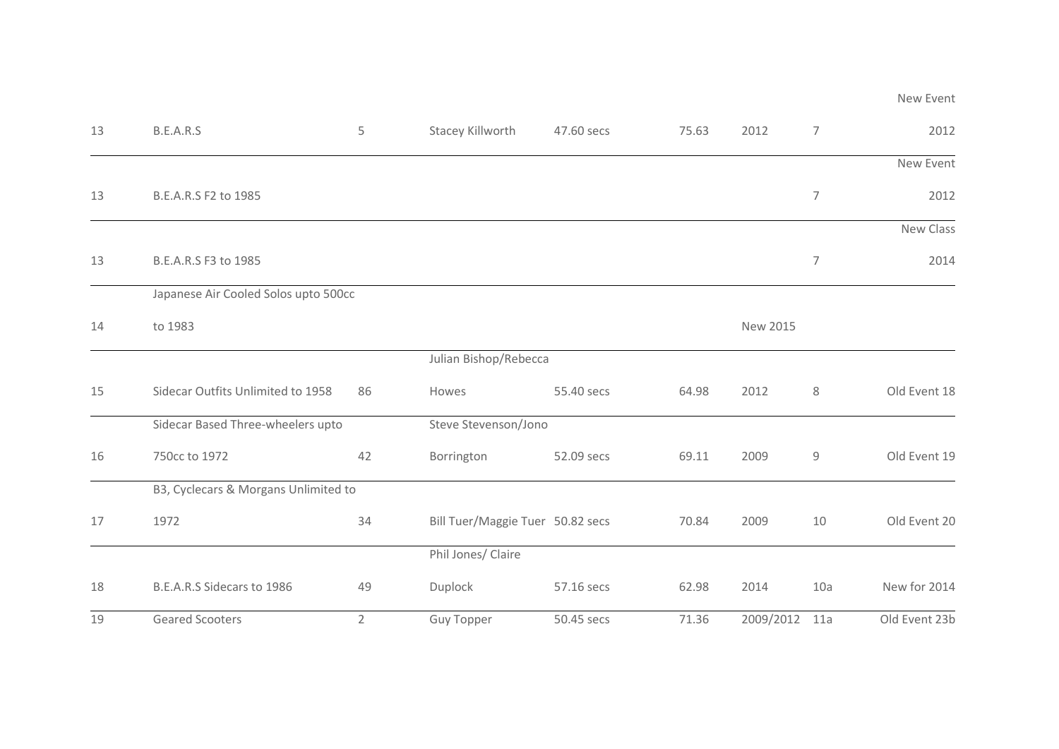| | | | | | | | | |
|---|---|---|---|---|---|---|---|---|
| 13 | B.E.A.R.S | 5 | Stacey Killworth | 47.60 secs | 75.63 | 2012 | 7 | New Event 2012 |
| 13 | B.E.A.R.S F2 to 1985 | | | | | | 7 | New Event 2012 |
| 13 | B.E.A.R.S F3 to 1985 | | | | | | 7 | New Class 2014 |
| 14 | Japanese Air Cooled Solos upto 500cc to 1983 | | | | | New 2015 | | |
| 15 | Sidecar Outfits Unlimited to 1958 | 86 | Julian Bishop/Rebecca Howes | 55.40 secs | 64.98 | 2012 | 8 | Old Event 18 |
| 16 | Sidecar Based Three-wheelers upto 750cc to 1972 | 42 | Steve Stevenson/Jono Borrington | 52.09 secs | 69.11 | 2009 | 9 | Old Event 19 |
| 17 | B3, Cyclecars & Morgans Unlimited to 1972 | 34 | Bill Tuer/Maggie Tuer | 50.82 secs | 70.84 | 2009 | 10 | Old Event 20 |
| 18 | B.E.A.R.S Sidecars to 1986 | 49 | Phil Jones/ Claire Duplock | 57.16 secs | 62.98 | 2014 | 10a | New for 2014 |
| 19 | Geared Scooters | 2 | Guy Topper | 50.45 secs | 71.36 | 2009/2012 | 11a | Old Event 23b |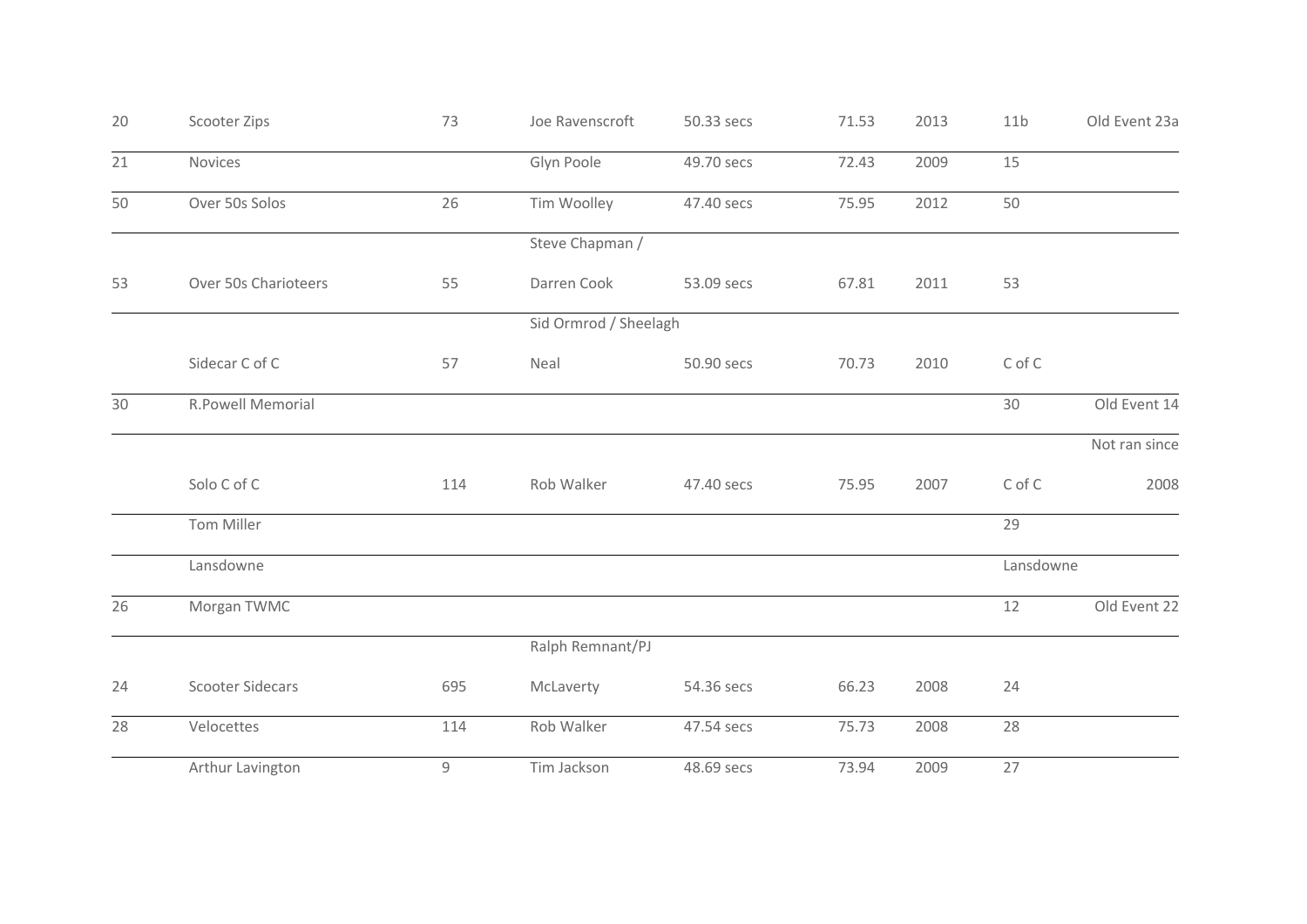| | | | | | | | | |
|---|---|---|---|---|---|---|---|---|
| 20 | Scooter Zips | 73 | Joe Ravenscroft | 50.33 secs | 71.53 | 2013 | 11b | Old Event 23a |
| 21 | Novices | | Glyn Poole | 49.70 secs | 72.43 | 2009 | 15 | |
| 50 | Over 50s Solos | 26 | Tim Woolley | 47.40 secs | 75.95 | 2012 | 50 | |
| 53 | Over 50s Charioteers | 55 | Steve Chapman / Darren Cook | 53.09 secs | 67.81 | 2011 | 53 | |
| | Sidecar C of C | 57 | Sid Ormrod / Sheelagh Neal | 50.90 secs | 70.73 | 2010 | C of C | |
| 30 | R.Powell Memorial | | | | | | 30 | Old Event 14 |
| | Solo C of C | 114 | Rob Walker | 47.40 secs | 75.95 | 2007 | C of C | Not ran since 2008 |
| | Tom Miller | | | | | | 29 | |
| | Lansdowne | | | | | | Lansdowne | |
| 26 | Morgan TWMC | | | | | | 12 | Old Event 22 |
| 24 | Scooter Sidecars | 695 | Ralph Remnant/PJ McLaverty | 54.36 secs | 66.23 | 2008 | 24 | |
| 28 | Velocettes | 114 | Rob Walker | 47.54 secs | 75.73 | 2008 | 28 | |
| | Arthur Lavington | 9 | Tim Jackson | 48.69 secs | 73.94 | 2009 | 27 | |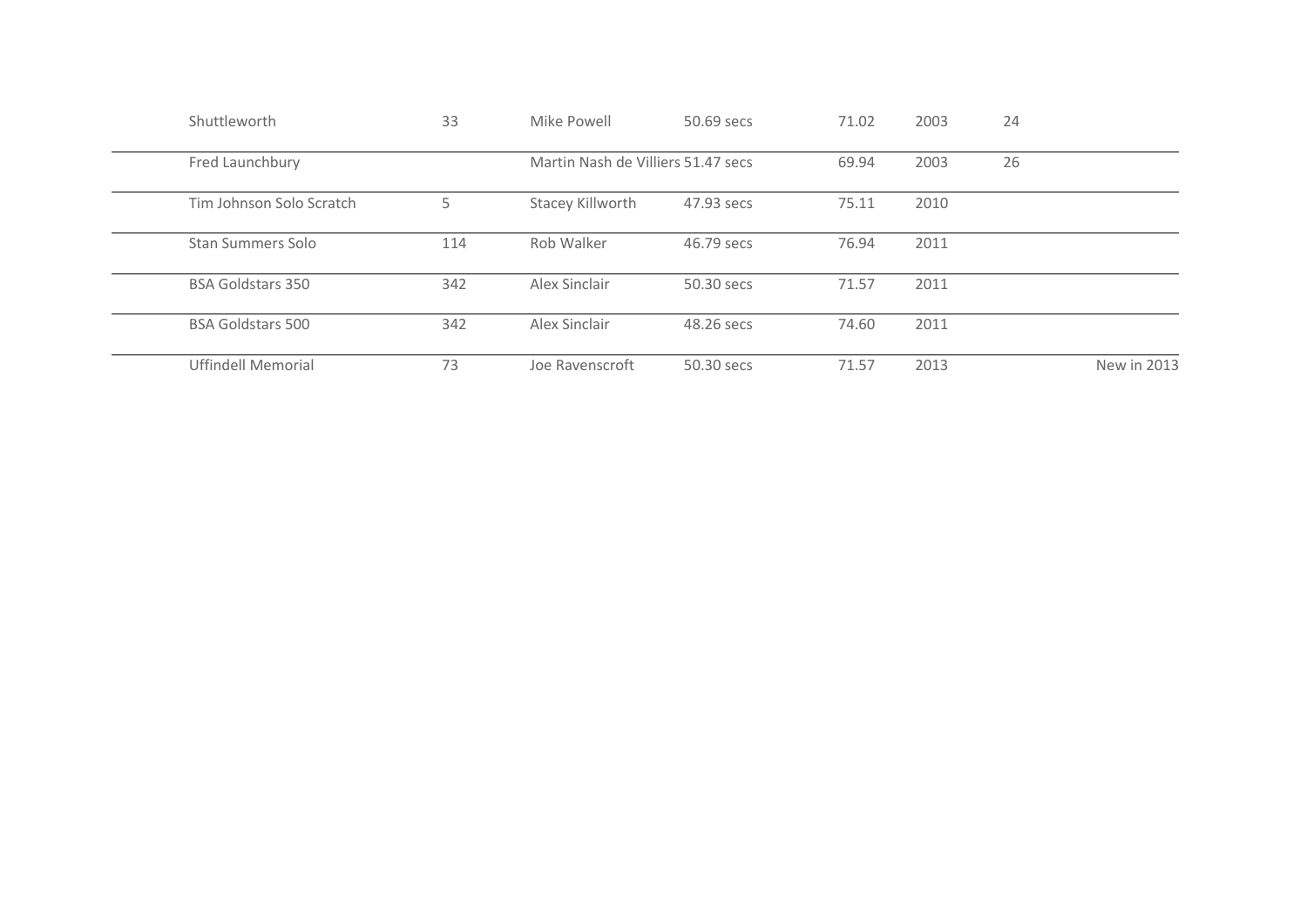| | | | | | | | |
|---|---|---|---|---|---|---|---|
| Shuttleworth | 33 | Mike Powell | 50.69 secs | 71.02 | 2003 | 24 | |
| Fred Launchbury | | Martin Nash de Villiers | 51.47 secs | 69.94 | 2003 | 26 | |
| Tim Johnson Solo Scratch | 5 | Stacey Killworth | 47.93 secs | 75.11 | 2010 | | |
| Stan Summers Solo | 114 | Rob Walker | 46.79 secs | 76.94 | 2011 | | |
| BSA Goldstars 350 | 342 | Alex Sinclair | 50.30 secs | 71.57 | 2011 | | |
| BSA Goldstars 500 | 342 | Alex Sinclair | 48.26 secs | 74.60 | 2011 | | |
| Uffindell Memorial | 73 | Joe Ravenscroft | 50.30 secs | 71.57 | 2013 | | New in 2013 |